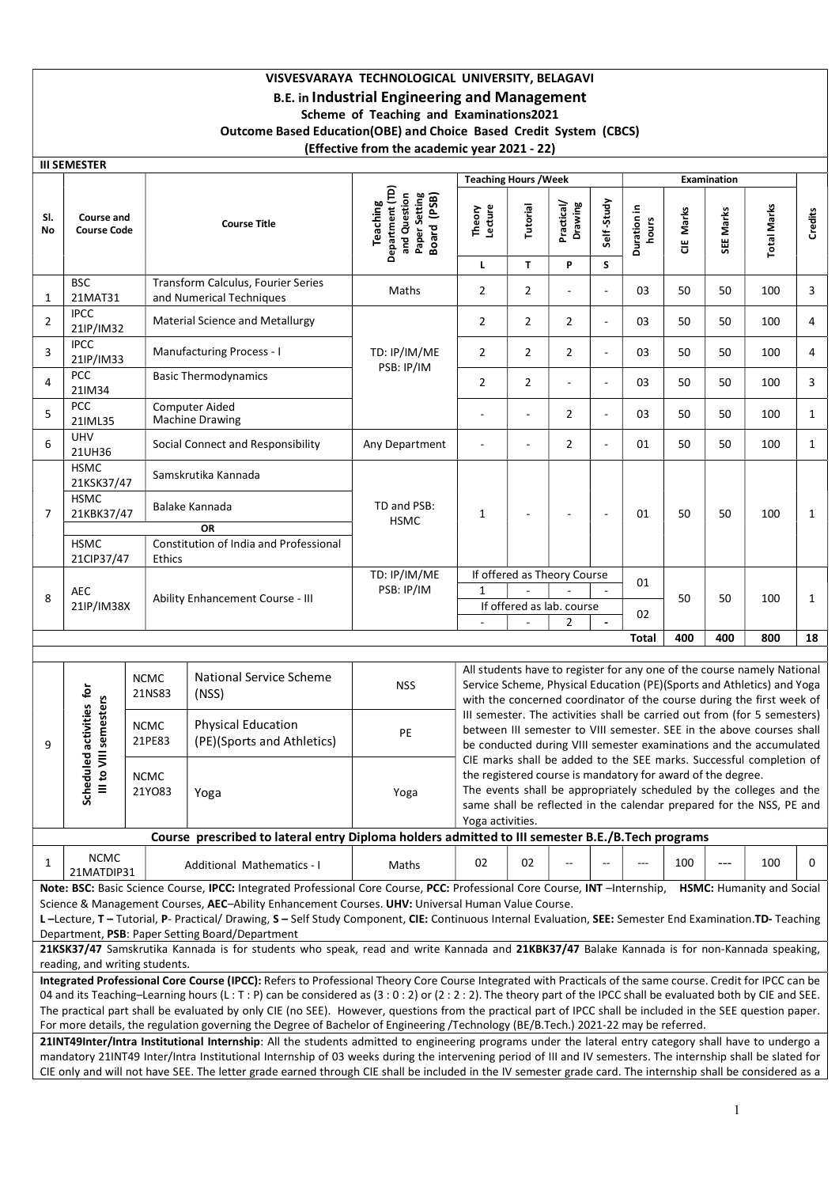# VISVESVARAYA TECHNOLOGICAL UNIVERSITY, BELAGAVI

## B.E. in Industrial Engineering and Management

### Scheme of Teaching and Examinations2021

### Outcome Based Education(OBE) and Choice Based Credit System (CBCS)

### (Effective from the academic year 2021 - 22)

**III SEMESTER**

| Sl. No | Course and Course Code | Course Title | Teaching Department (TD) and Question Paper Setting Board (PSB) | Teaching Hours /Week | | | | Examination | | | | Credits |
|---|---|---|---|---|---|---|---|---|---|---|---|---|
| | | | | Theory Lecture | Tutorial | Practical/ Drawing | Self -Study | Duration in hours | CIE Marks | SEE Marks | Total Marks | |
| | | | | L | T | P | S | | | | | |
| 1 | BSC 21MAT31 | Transform Calculus, Fourier Series and Numerical Techniques | Maths | 2 | 2 | - | - | 03 | 50 | 50 | 100 | 3 |
| 2 | IPCC 21IP/IM32 | Material Science and Metallurgy | TD: IP/IM/ME PSB: IP/IM | 2 | 2 | 2 | - | 03 | 50 | 50 | 100 | 4 |
| 3 | IPCC 21IP/IM33 | Manufacturing Process - I | | 2 | 2 | 2 | - | 03 | 50 | 50 | 100 | 4 |
| 4 | PCC 21IM34 | Basic Thermodynamics | | 2 | 2 | - | - | 03 | 50 | 50 | 100 | 3 |
| 5 | PCC 21IML35 | Computer Aided Machine Drawing | | - | - | 2 | - | 03 | 50 | 50 | 100 | 1 |
| 6 | UHV 21UH36 | Social Connect and Responsibility | Any Department | - | - | 2 | - | 01 | 50 | 50 | 100 | 1 |
| 7 | HSMC 21KSK37/47 | Samskrutika Kannada | TD and PSB: HSMC | 1 | - | - | - | 01 | 50 | 50 | 100 | 1 |
| | HSMC 21KBK37/47 | Balake Kannada | | | | | | | | | | |
| | | OR | | | | | | | | | | |
| | HSMC 21CIP37/47 | Constitution of India and Professional Ethics | | | | | | | | | | |
| 8 | AEC 21IP/IM38X | Ability Enhancement Course - III | TD: IP/IM/ME PSB: IP/IM | If offered as Theory Course | | | | 01 | 50 | 50 | 100 | 1 |
| | | | | 1 | - | - | - | | | | | |
| | | | | If offered as lab. course | | | | 02 | | | | |
| | | | | - | - | 2 | - | | | | | |
| | | | | | | | | **Total** | **400** | **400** | **800** | **18** |

| Sl. No | Scheduled activities for III to VIII semesters | | Course Title | TD/PSB | Details |
|---|---|---|---|---|---|
| 9 | | NCMC 21NS83 | National Service Scheme (NSS) | NSS | All students have to register for any one of the course namely National Service Scheme, Physical Education (PE)(Sports and Athletics) and Yoga with the concerned coordinator of the course during the first week of III semester. The activities shall be carried out from (for 5 semesters) between III semester to VIII semester. SEE in the above courses shall be conducted during VIII semester examinations and the accumulated CIE marks shall be added to the SEE marks. Successful completion of the registered course is mandatory for award of the degree. The events shall be appropriately scheduled by the colleges and the same shall be reflected in the calendar prepared for the NSS, PE and Yoga activities. |
| | | NCMC 21PE83 | Physical Education (PE)(Sports and Athletics) | PE | |
| | | NCMC 21YO83 | Yoga | Yoga | |

**Course prescribed to lateral entry Diploma holders admitted to III semester B.E./B.Tech programs**

| Sl. No | Course and Course Code | Course Title | TD/PSB | L | T | P | S | Duration in hours | CIE Marks | SEE Marks | Total Marks | Credits |
|---|---|---|---|---|---|---|---|---|---|---|---|---|
| 1 | NCMC 21MATDIP31 | Additional Mathematics - I | Maths | 02 | 02 | -- | -- | --- | 100 | --- | 100 | 0 |

**Note: BSC:** Basic Science Course, **IPCC:** Integrated Professional Core Course, **PCC:** Professional Core Course, **INT** –Internship, **HSMC:** Humanity and Social Science & Management Courses, **AEC**–Ability Enhancement Courses. **UHV:** Universal Human Value Course.

**L** –Lecture, **T** – Tutorial, **P**- Practical/ Drawing, **S** – Self Study Component, **CIE:** Continuous Internal Evaluation, **SEE:** Semester End Examination.**TD-** Teaching Department, **PSB**: Paper Setting Board/Department

**21KSK37/47** Samskrutika Kannada is for students who speak, read and write Kannada and **21KBK37/47** Balake Kannada is for non-Kannada speaking, reading, and writing students.

**Integrated Professional Core Course (IPCC):** Refers to Professional Theory Core Course Integrated with Practicals of the same course. Credit for IPCC can be 04 and its Teaching–Learning hours (L : T : P) can be considered as (3 : 0 : 2) or (2 : 2 : 2). The theory part of the IPCC shall be evaluated both by CIE and SEE. The practical part shall be evaluated by only CIE (no SEE). However, questions from the practical part of IPCC shall be included in the SEE question paper. For more details, the regulation governing the Degree of Bachelor of Engineering /Technology (BE/B.Tech.) 2021-22 may be referred.

**21INT49Inter/Intra Institutional Internship**: All the students admitted to engineering programs under the lateral entry category shall have to undergo a mandatory 21INT49 Inter/Intra Institutional Internship of 03 weeks during the intervening period of III and IV semesters. The internship shall be slated for CIE only and will not have SEE. The letter grade earned through CIE shall be included in the IV semester grade card. The internship shall be considered as a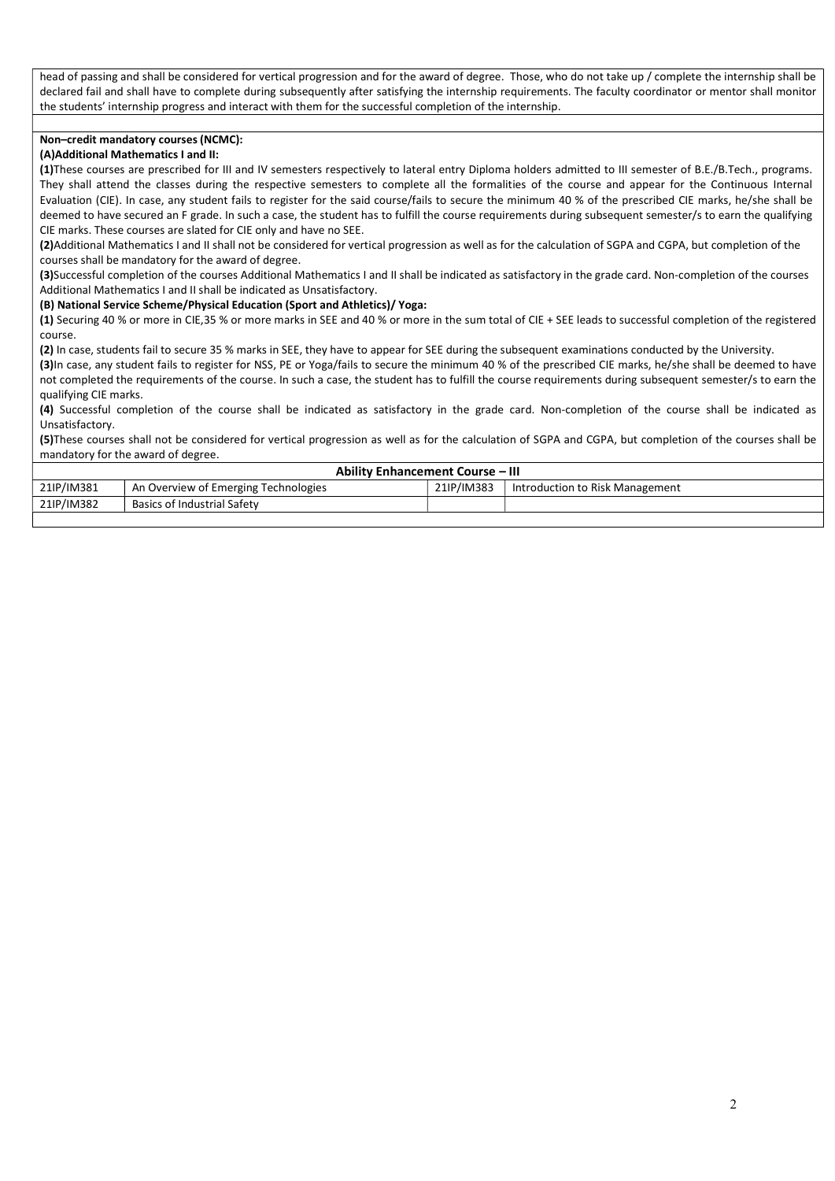head of passing and shall be considered for vertical progression and for the award of degree. Those, who do not take up / complete the internship shall be declared fail and shall have to complete during subsequently after satisfying the internship requirements. The faculty coordinator or mentor shall monitor the students' internship progress and interact with them for the successful completion of the internship.

**Non–credit mandatory courses (NCMC):**

**(A)Additional Mathematics I and II:**

**(1)**These courses are prescribed for III and IV semesters respectively to lateral entry Diploma holders admitted to III semester of B.E./B.Tech., programs. They shall attend the classes during the respective semesters to complete all the formalities of the course and appear for the Continuous Internal Evaluation (CIE). In case, any student fails to register for the said course/fails to secure the minimum 40 % of the prescribed CIE marks, he/she shall be deemed to have secured an F grade. In such a case, the student has to fulfill the course requirements during subsequent semester/s to earn the qualifying CIE marks. These courses are slated for CIE only and have no SEE.

**(2)**Additional Mathematics I and II shall not be considered for vertical progression as well as for the calculation of SGPA and CGPA, but completion of the courses shall be mandatory for the award of degree.

**(3)**Successful completion of the courses Additional Mathematics I and II shall be indicated as satisfactory in the grade card. Non-completion of the courses Additional Mathematics I and II shall be indicated as Unsatisfactory.

**(B) National Service Scheme/Physical Education (Sport and Athletics)/ Yoga:**

**(1)** Securing 40 % or more in CIE,35 % or more marks in SEE and 40 % or more in the sum total of CIE + SEE leads to successful completion of the registered course.

**(2)** In case, students fail to secure 35 % marks in SEE, they have to appear for SEE during the subsequent examinations conducted by the University.

**(3)**In case, any student fails to register for NSS, PE or Yoga/fails to secure the minimum 40 % of the prescribed CIE marks, he/she shall be deemed to have not completed the requirements of the course. In such a case, the student has to fulfill the course requirements during subsequent semester/s to earn the qualifying CIE marks.

**(4)** Successful completion of the course shall be indicated as satisfactory in the grade card. Non-completion of the course shall be indicated as Unsatisfactory.

**(5)**These courses shall not be considered for vertical progression as well as for the calculation of SGPA and CGPA, but completion of the courses shall be mandatory for the award of degree.

| **Ability Enhancement Course – III** | | | |
|---|---|---|---|
| 21IP/IM381 | An Overview of Emerging Technologies | 21IP/IM383 | Introduction to Risk Management |
| 21IP/IM382 | Basics of Industrial Safety | | |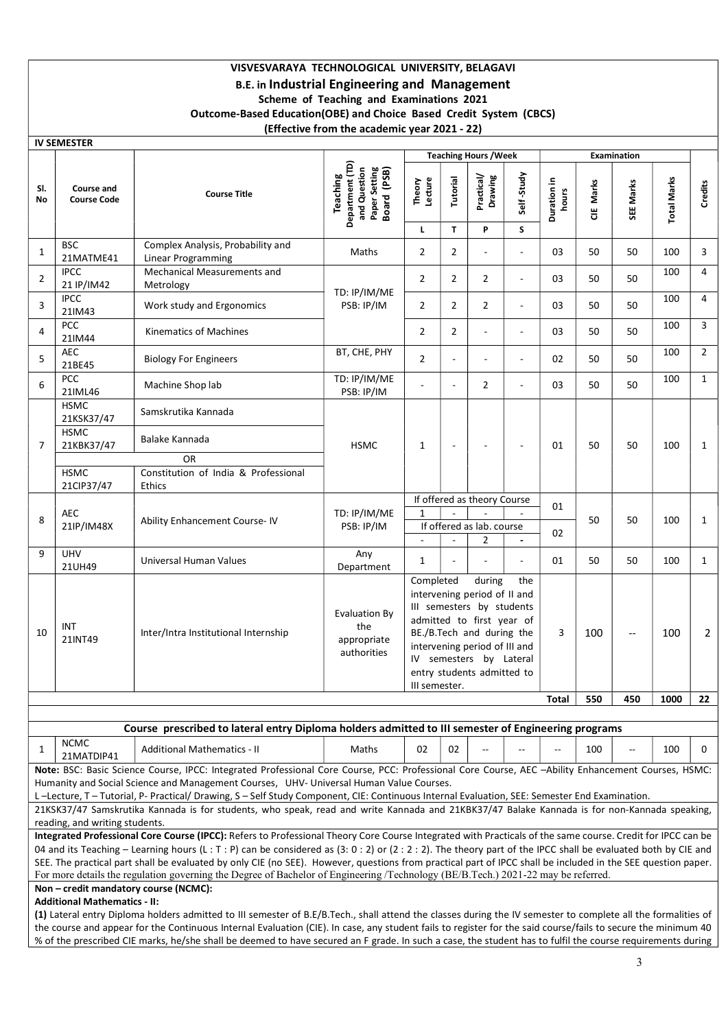# VISVESVARAYA TECHNOLOGICAL UNIVERSITY, BELAGAVI

## B.E. in Industrial Engineering and Management

### Scheme of Teaching and Examinations 2021

### Outcome-Based Education(OBE) and Choice Based Credit System (CBCS)

### (Effective from the academic year 2021 - 22)

**IV SEMESTER**

| Sl. No | Course and Course Code | Course Title | Teaching Department (TD) and Question Paper Setting Board (PSB) | Teaching Hours /Week | | | | Examination | | | | Credits |
|---|---|---|---|---|---|---|---|---|---|---|---|---|
| | | | | Theory Lecture | Tutorial | Practical/ Drawing | Self-Study | Duration in hours | CIE Marks | SEE Marks | Total Marks | |
| | | | | L | T | P | S | | | | | |
| 1 | BSC 21MATME41 | Complex Analysis, Probability and Linear Programming | Maths | 2 | 2 | - | - | 03 | 50 | 50 | 100 | 3 |
| 2 | IPCC 21 IP/IM42 | Mechanical Measurements and Metrology | TD: IP/IM/ME PSB: IP/IM | 2 | 2 | 2 | - | 03 | 50 | 50 | 100 | 4 |
| 3 | IPCC 21IM43 | Work study and Ergonomics | | 2 | 2 | 2 | - | 03 | 50 | 50 | 100 | 4 |
| 4 | PCC 21IM44 | Kinematics of Machines | | 2 | 2 | - | - | 03 | 50 | 50 | 100 | 3 |
| 5 | AEC 21BE45 | Biology For Engineers | BT, CHE, PHY | 2 | - | - | - | 02 | 50 | 50 | 100 | 2 |
| 6 | PCC 21IML46 | Machine Shop lab | TD: IP/IM/ME PSB: IP/IM | - | - | 2 | - | 03 | 50 | 50 | 100 | 1 |
| 7 | HSMC 21KSK37/47 | Samskrutika Kannada | HSMC | 1 | - | - | - | 01 | 50 | 50 | 100 | 1 |
| | HSMC 21KBK37/47 | Balake Kannada | | | | | | | | | | |
| | | OR | | | | | | | | | | |
| | HSMC 21CIP37/47 | Constitution of India & Professional Ethics | | | | | | | | | | |
| 8 | AEC 21IP/IM48X | Ability Enhancement Course- IV | TD: IP/IM/ME PSB: IP/IM | If offered as theory Course | | | | 01 | 50 | 50 | 100 | 1 |
| | | | | 1 | - | - | - | | | | | |
| | | | | If offered as lab. course | | | | 02 | | | | |
| | | | | - | - | 2 | - | | | | | |
| 9 | UHV 21UH49 | Universal Human Values | Any Department | 1 | - | - | - | 01 | 50 | 50 | 100 | 1 |
| 10 | INT 21INT49 | Inter/Intra Institutional Internship | Evaluation By the appropriate authorities | Completed during the intervening period of II and III semesters by students admitted to first year of BE./B.Tech and during the intervening period of III and IV semesters by Lateral entry students admitted to III semester. | | | | 3 | 100 | -- | 100 | 2 |
| | | | | | | | | Total | 550 | 450 | 1000 | 22 |

**Course prescribed to lateral entry Diploma holders admitted to III semester of Engineering programs**

| Sl. No | Course and Course Code | Course Title | TD/PSB | L | T | P | S | Duration in hours | CIE Marks | SEE Marks | Total Marks | Credits |
|---|---|---|---|---|---|---|---|---|---|---|---|---|
| 1 | NCMC 21MATDIP41 | Additional Mathematics - II | Maths | 02 | 02 | -- | -- | -- | 100 | -- | 100 | 0 |

**Note:** BSC: Basic Science Course, IPCC: Integrated Professional Core Course, PCC: Professional Core Course, AEC –Ability Enhancement Courses, HSMC: Humanity and Social Science and Management Courses, UHV- Universal Human Value Courses.

L –Lecture, T – Tutorial, P- Practical/ Drawing, S – Self Study Component, CIE: Continuous Internal Evaluation, SEE: Semester End Examination.

21KSK37/47 Samskrutika Kannada is for students, who speak, read and write Kannada and 21KBK37/47 Balake Kannada is for non-Kannada speaking, reading, and writing students.

**Integrated Professional Core Course (IPCC):** Refers to Professional Theory Core Course Integrated with Practicals of the same course. Credit for IPCC can be 04 and its Teaching – Learning hours (L : T : P) can be considered as (3: 0 : 2) or (2 : 2 : 2). The theory part of the IPCC shall be evaluated both by CIE and SEE. The practical part shall be evaluated by only CIE (no SEE). However, questions from practical part of IPCC shall be included in the SEE question paper. For more details the regulation governing the Degree of Bachelor of Engineering /Technology (BE/B.Tech.) 2021-22 may be referred.

**Non – credit mandatory course (NCMC):**

**Additional Mathematics - II:**

**(1)** Lateral entry Diploma holders admitted to III semester of B.E/B.Tech., shall attend the classes during the IV semester to complete all the formalities of the course and appear for the Continuous Internal Evaluation (CIE). In case, any student fails to register for the said course/fails to secure the minimum 40 % of the prescribed CIE marks, he/she shall be deemed to have secured an F grade. In such a case, the student has to fulfil the course requirements during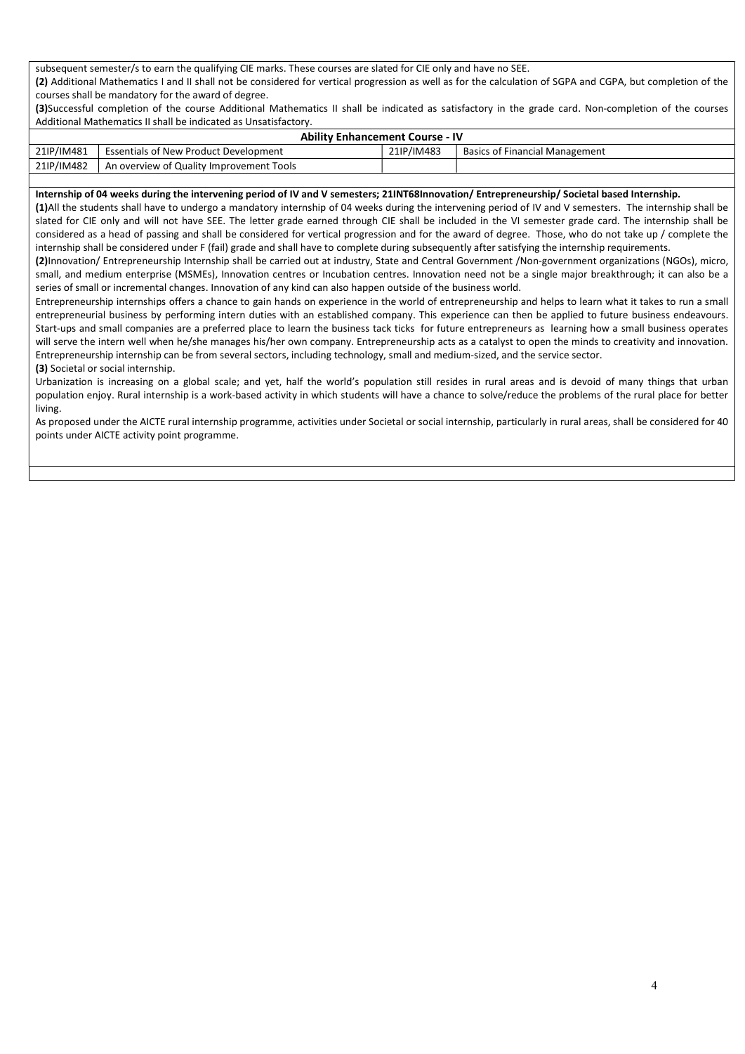subsequent semester/s to earn the qualifying CIE marks. These courses are slated for CIE only and have no SEE.

**(2)** Additional Mathematics I and II shall not be considered for vertical progression as well as for the calculation of SGPA and CGPA, but completion of the courses shall be mandatory for the award of degree.

**(3)**Successful completion of the course Additional Mathematics II shall be indicated as satisfactory in the grade card. Non-completion of the courses Additional Mathematics II shall be indicated as Unsatisfactory.

**Ability Enhancement Course - IV**

| | | | |
|---|---|---|---|
| 21IP/IM481 | Essentials of New Product Development | 21IP/IM483 | Basics of Financial Management |
| 21IP/IM482 | An overview of Quality Improvement Tools | | |

**Internship of 04 weeks during the intervening period of IV and V semesters; 21INT68Innovation/ Entrepreneurship/ Societal based Internship.**

**(1)**All the students shall have to undergo a mandatory internship of 04 weeks during the intervening period of IV and V semesters. The internship shall be slated for CIE only and will not have SEE. The letter grade earned through CIE shall be included in the VI semester grade card. The internship shall be considered as a head of passing and shall be considered for vertical progression and for the award of degree. Those, who do not take up / complete the internship shall be considered under F (fail) grade and shall have to complete during subsequently after satisfying the internship requirements.

**(2)**Innovation/ Entrepreneurship Internship shall be carried out at industry, State and Central Government /Non-government organizations (NGOs), micro, small, and medium enterprise (MSMEs), Innovation centres or Incubation centres. Innovation need not be a single major breakthrough; it can also be a series of small or incremental changes. Innovation of any kind can also happen outside of the business world.

Entrepreneurship internships offers a chance to gain hands on experience in the world of entrepreneurship and helps to learn what it takes to run a small entrepreneurial business by performing intern duties with an established company. This experience can then be applied to future business endeavours. Start-ups and small companies are a preferred place to learn the business tack ticks for future entrepreneurs as learning how a small business operates will serve the intern well when he/she manages his/her own company. Entrepreneurship acts as a catalyst to open the minds to creativity and innovation. Entrepreneurship internship can be from several sectors, including technology, small and medium-sized, and the service sector.

**(3)** Societal or social internship.

Urbanization is increasing on a global scale; and yet, half the world's population still resides in rural areas and is devoid of many things that urban population enjoy. Rural internship is a work-based activity in which students will have a chance to solve/reduce the problems of the rural place for better living.

As proposed under the AICTE rural internship programme, activities under Societal or social internship, particularly in rural areas, shall be considered for 40 points under AICTE activity point programme.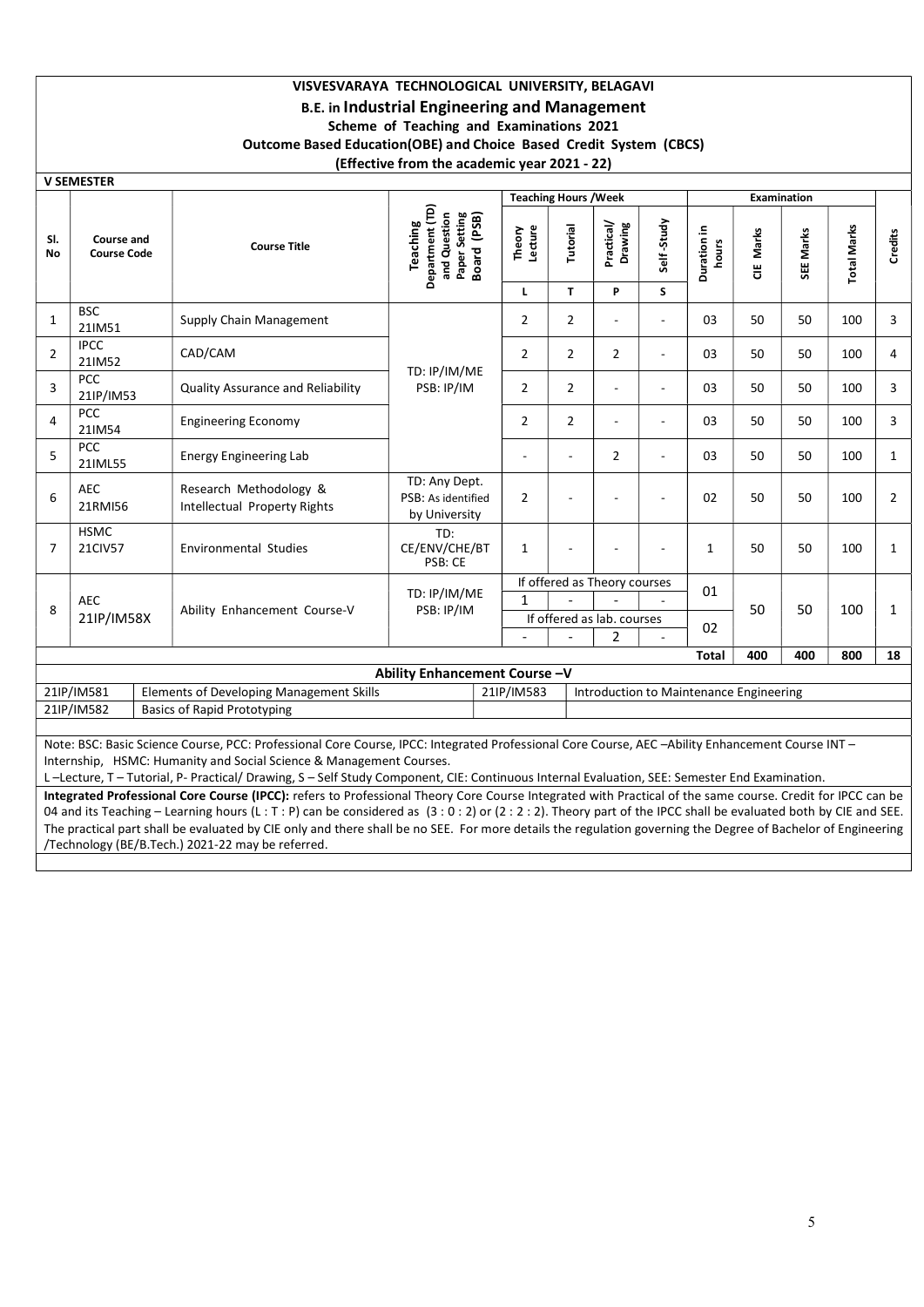**VISVESVARAYA TECHNOLOGICAL UNIVERSITY, BELAGAVI**

**B.E. in Industrial Engineering and Management**

**Scheme of Teaching and Examinations 2021**

**Outcome Based Education(OBE) and Choice Based Credit System (CBCS)**

**(Effective from the academic year 2021 - 22)**

**V SEMESTER**

| Sl. No | Course and Course Code | | Course Title | Teaching Department (TD) and Question Paper Setting Board (PSB) | Teaching Hours /Week | | | | Examination | | | | Credits |
|---|---|---|---|---|---|---|---|---|---|---|---|---|---|
| | | | | | Theory Lecture | Tutorial | Practical/ Drawing | Self -Study | Duration in hours | CIE Marks | SEE Marks | Total Marks | |
| | | | | | L | T | P | S | | | | | |
| 1 | BSC | 21IM51 | Supply Chain Management | TD: IP/IM/ME PSB: IP/IM | 2 | 2 | - | - | 03 | 50 | 50 | 100 | 3 |
| 2 | IPCC | 21IM52 | CAD/CAM | TD: IP/IM/ME PSB: IP/IM | 2 | 2 | 2 | - | 03 | 50 | 50 | 100 | 4 |
| 3 | PCC | 21IP/IM53 | Quality Assurance and Reliability | TD: IP/IM/ME PSB: IP/IM | 2 | 2 | - | - | 03 | 50 | 50 | 100 | 3 |
| 4 | PCC | 21IM54 | Engineering Economy | TD: IP/IM/ME PSB: IP/IM | 2 | 2 | - | - | 03 | 50 | 50 | 100 | 3 |
| 5 | PCC | 21IML55 | Energy Engineering Lab | TD: IP/IM/ME PSB: IP/IM | - | - | 2 | - | 03 | 50 | 50 | 100 | 1 |
| 6 | AEC | 21RMI56 | Research Methodology & Intellectual Property Rights | TD: Any Dept. PSB: As identified by University | 2 | - | - | - | 02 | 50 | 50 | 100 | 2 |
| 7 | HSMC | 21CIV57 | Environmental Studies | TD: CE/ENV/CHE/BT PSB: CE | 1 | - | - | - | 1 | 50 | 50 | 100 | 1 |
| 8 | AEC | 21IP/IM58X | Ability Enhancement Course-V | TD: IP/IM/ME PSB: IP/IM | If offered as Theory courses | | | | 01 | 50 | 50 | 100 | 1 |
| | | | | | 1 | - | - | - | | | | | |
| | | | | | If offered as lab. courses | | | | 02 | | | | |
| | | | | | - | - | 2 | - | | | | | |
| | | | | | | | | | **Total** | **400** | **400** | **800** | **18** |

**Ability Enhancement Course –V**

| | | | |
|---|---|---|---|
| 21IP/IM581 | Elements of Developing Management Skills | 21IP/IM583 | Introduction to Maintenance Engineering |
| 21IP/IM582 | Basics of Rapid Prototyping | | |

Note: BSC: Basic Science Course, PCC: Professional Core Course, IPCC: Integrated Professional Core Course, AEC –Ability Enhancement Course INT – Internship, HSMC: Humanity and Social Science & Management Courses.

L –Lecture, T – Tutorial, P- Practical/ Drawing, S – Self Study Component, CIE: Continuous Internal Evaluation, SEE: Semester End Examination.

**Integrated Professional Core Course (IPCC):** refers to Professional Theory Core Course Integrated with Practical of the same course. Credit for IPCC can be 04 and its Teaching – Learning hours (L : T : P) can be considered as (3 : 0 : 2) or (2 : 2 : 2). Theory part of the IPCC shall be evaluated both by CIE and SEE. The practical part shall be evaluated by CIE only and there shall be no SEE. For more details the regulation governing the Degree of Bachelor of Engineering /Technology (BE/B.Tech.) 2021-22 may be referred.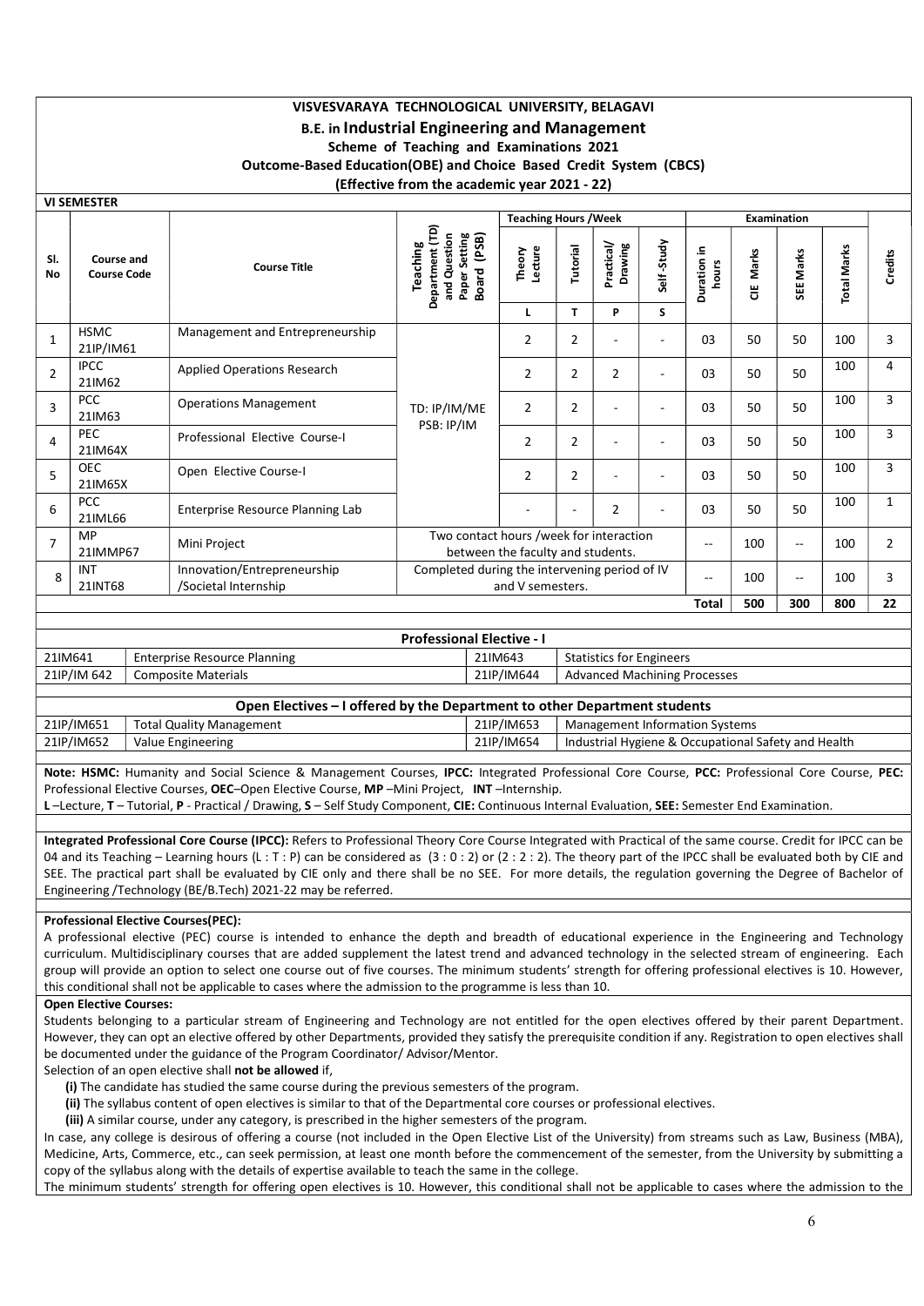# VISVESVARAYA TECHNOLOGICAL UNIVERSITY, BELAGAVI

## B.E. in Industrial Engineering and Management

**Scheme of Teaching and Examinations 2021**

**Outcome-Based Education(OBE) and Choice Based Credit System (CBCS)**

**(Effective from the academic year 2021 - 22)**

**VI SEMESTER**

| Sl. No | Course and Course Code | | Course Title | Teaching Department (TD) and Question Paper Setting Board (PSB) | Teaching Hours /Week | | | | Examination | | | | Credits |
|---|---|---|---|---|---|---|---|---|---|---|---|---|---|
| | | | | | Theory Lecture | Tutorial | Practical/ Drawing | Self -Study | Duration in hours | CIE Marks | SEE Marks | Total Marks | |
| | | | | | L | T | P | S | | | | | |
| 1 | HSMC | 21IP/IM61 | Management and Entrepreneurship | TD: IP/IM/ME PSB: IP/IM | 2 | 2 | - | - | 03 | 50 | 50 | 100 | 3 |
| 2 | IPCC | 21IM62 | Applied Operations Research | | 2 | 2 | 2 | - | 03 | 50 | 50 | 100 | 4 |
| 3 | PCC | 21IM63 | Operations Management | | 2 | 2 | - | - | 03 | 50 | 50 | 100 | 3 |
| 4 | PEC | 21IM64X | Professional Elective Course-I | | 2 | 2 | - | - | 03 | 50 | 50 | 100 | 3 |
| 5 | OEC | 21IM65X | Open Elective Course-I | | 2 | 2 | - | - | 03 | 50 | 50 | 100 | 3 |
| 6 | PCC | 21IML66 | Enterprise Resource Planning Lab | | - | - | 2 | - | 03 | 50 | 50 | 100 | 1 |
| 7 | MP | 21IMMP67 | Mini Project | Two contact hours /week for interaction between the faculty and students. | | | | | -- | 100 | -- | 100 | 2 |
| 8 | INT | 21INT68 | Innovation/Entrepreneurship /Societal Internship | Completed during the intervening period of IV and V semesters. | | | | | -- | 100 | -- | 100 | 3 |
| | | | | | | | | | **Total** | **500** | **300** | **800** | **22** |

| Professional Elective - I | | | |
|---|---|---|---|
| 21IM641 | Enterprise Resource Planning | 21IM643 | Statistics for Engineers |
| 21IP/IM 642 | Composite Materials | 21IP/IM644 | Advanced Machining Processes |

| Open Electives – I offered by the Department to other Department students | | | |
|---|---|---|---|
| 21IP/IM651 | Total Quality Management | 21IP/IM653 | Management Information Systems |
| 21IP/IM652 | Value Engineering | 21IP/IM654 | Industrial Hygiene & Occupational Safety and Health |

**Note: HSMC:** Humanity and Social Science & Management Courses, **IPCC:** Integrated Professional Core Course, **PCC:** Professional Core Course, **PEC:** Professional Elective Courses, **OEC**–Open Elective Course, **MP** –Mini Project, **INT** –Internship.

**L** –Lecture, **T** – Tutorial, **P** - Practical / Drawing, **S** – Self Study Component, **CIE:** Continuous Internal Evaluation, **SEE:** Semester End Examination.

**Integrated Professional Core Course (IPCC):** Refers to Professional Theory Core Course Integrated with Practical of the same course. Credit for IPCC can be 04 and its Teaching – Learning hours (L : T : P) can be considered as (3 : 0 : 2) or (2 : 2 : 2). The theory part of the IPCC shall be evaluated both by CIE and SEE. The practical part shall be evaluated by CIE only and there shall be no SEE. For more details, the regulation governing the Degree of Bachelor of Engineering /Technology (BE/B.Tech) 2021-22 may be referred.

**Professional Elective Courses(PEC):**

A professional elective (PEC) course is intended to enhance the depth and breadth of educational experience in the Engineering and Technology curriculum. Multidisciplinary courses that are added supplement the latest trend and advanced technology in the selected stream of engineering. Each group will provide an option to select one course out of five courses. The minimum students' strength for offering professional electives is 10. However, this conditional shall not be applicable to cases where the admission to the programme is less than 10.

**Open Elective Courses:**

Students belonging to a particular stream of Engineering and Technology are not entitled for the open electives offered by their parent Department. However, they can opt an elective offered by other Departments, provided they satisfy the prerequisite condition if any. Registration to open electives shall be documented under the guidance of the Program Coordinator/ Advisor/Mentor.

Selection of an open elective shall **not be allowed** if,

- **(i)** The candidate has studied the same course during the previous semesters of the program.
- **(ii)** The syllabus content of open electives is similar to that of the Departmental core courses or professional electives.
- **(iii)** A similar course, under any category, is prescribed in the higher semesters of the program.

In case, any college is desirous of offering a course (not included in the Open Elective List of the University) from streams such as Law, Business (MBA), Medicine, Arts, Commerce, etc., can seek permission, at least one month before the commencement of the semester, from the University by submitting a copy of the syllabus along with the details of expertise available to teach the same in the college.

The minimum students' strength for offering open electives is 10. However, this conditional shall not be applicable to cases where the admission to the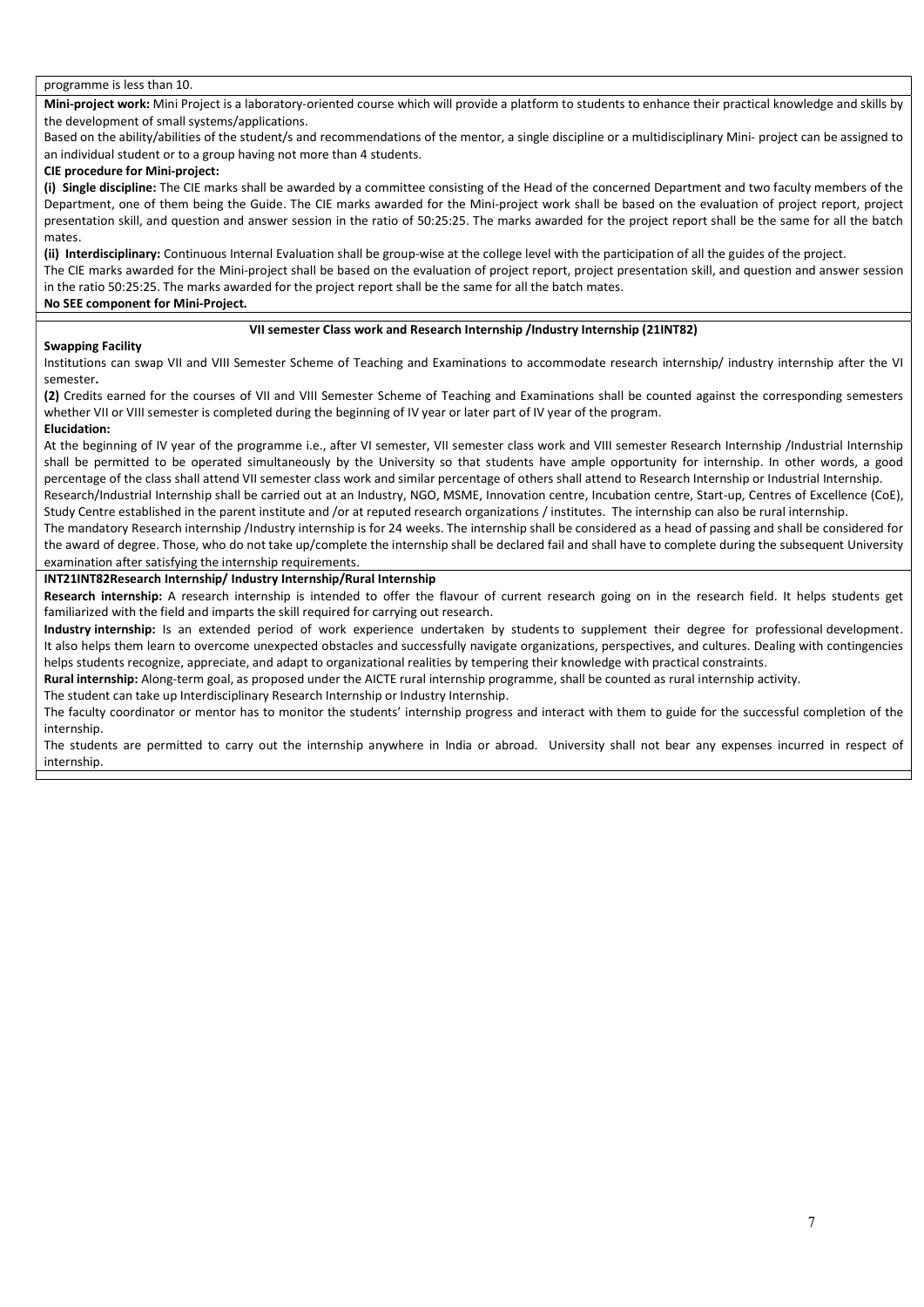programme is less than 10.

**Mini-project work:** Mini Project is a laboratory-oriented course which will provide a platform to students to enhance their practical knowledge and skills by the development of small systems/applications.

Based on the ability/abilities of the student/s and recommendations of the mentor, a single discipline or a multidisciplinary Mini- project can be assigned to an individual student or to a group having not more than 4 students.

**CIE procedure for Mini-project:**

**(i) Single discipline:** The CIE marks shall be awarded by a committee consisting of the Head of the concerned Department and two faculty members of the Department, one of them being the Guide. The CIE marks awarded for the Mini-project work shall be based on the evaluation of project report, project presentation skill, and question and answer session in the ratio of 50:25:25. The marks awarded for the project report shall be the same for all the batch mates.

**(ii) Interdisciplinary:** Continuous Internal Evaluation shall be group-wise at the college level with the participation of all the guides of the project.

The CIE marks awarded for the Mini-project shall be based on the evaluation of project report, project presentation skill, and question and answer session in the ratio 50:25:25. The marks awarded for the project report shall be the same for all the batch mates.

**No SEE component for Mini-Project.**

**VII semester Class work and Research Internship /Industry Internship (21INT82)**

**Swapping Facility**

Institutions can swap VII and VIII Semester Scheme of Teaching and Examinations to accommodate research internship/ industry internship after the VI semester**.**

**(2)** Credits earned for the courses of VII and VIII Semester Scheme of Teaching and Examinations shall be counted against the corresponding semesters whether VII or VIII semester is completed during the beginning of IV year or later part of IV year of the program.

**Elucidation:**

At the beginning of IV year of the programme i.e., after VI semester, VII semester class work and VIII semester Research Internship /Industrial Internship shall be permitted to be operated simultaneously by the University so that students have ample opportunity for internship. In other words, a good percentage of the class shall attend VII semester class work and similar percentage of others shall attend to Research Internship or Industrial Internship.

Research/Industrial Internship shall be carried out at an Industry, NGO, MSME, Innovation centre, Incubation centre, Start-up, Centres of Excellence (CoE), Study Centre established in the parent institute and /or at reputed research organizations / institutes. The internship can also be rural internship.

The mandatory Research internship /Industry internship is for 24 weeks. The internship shall be considered as a head of passing and shall be considered for the award of degree. Those, who do not take up/complete the internship shall be declared fail and shall have to complete during the subsequent University examination after satisfying the internship requirements.

**INT21INT82Research Internship/ Industry Internship/Rural Internship**

**Research internship:** A research internship is intended to offer the flavour of current research going on in the research field. It helps students get familiarized with the field and imparts the skill required for carrying out research.

**Industry internship:** Is an extended period of work experience undertaken by students to supplement their degree for professional development. It also helps them learn to overcome unexpected obstacles and successfully navigate organizations, perspectives, and cultures. Dealing with contingencies helps students recognize, appreciate, and adapt to organizational realities by tempering their knowledge with practical constraints.

**Rural internship:** Along-term goal, as proposed under the AICTE rural internship programme, shall be counted as rural internship activity.

The student can take up Interdisciplinary Research Internship or Industry Internship.

The faculty coordinator or mentor has to monitor the students' internship progress and interact with them to guide for the successful completion of the internship.

The students are permitted to carry out the internship anywhere in India or abroad. University shall not bear any expenses incurred in respect of internship.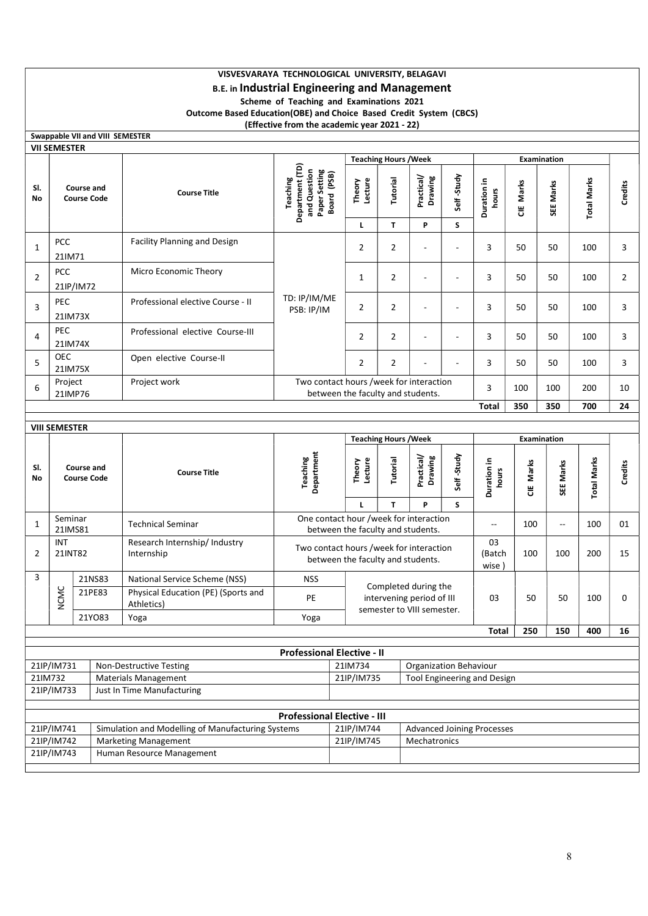**VISVESVARAYA TECHNOLOGICAL UNIVERSITY, BELAGAVI**

**B.E. in Industrial Engineering and Management**

**Scheme of Teaching and Examinations 2021**

**Outcome Based Education(OBE) and Choice Based Credit System (CBCS)**

**(Effective from the academic year 2021 - 22)**

**Swappable VII and VIII SEMESTER**

**VII SEMESTER**

| Sl. No | Course and Course Code | | Course Title | Teaching Department (TD) and Question Paper Setting Board (PSB) | Teaching Hours /Week | | | | Examination | | | | Credits |
|---|---|---|---|---|---|---|---|---|---|---|---|---|---|
| | | | | | Theory Lecture | Tutorial | Practical/ Drawing | Self -Study | Duration in hours | CIE Marks | SEE Marks | Total Marks | |
| | | | | | L | T | P | S | | | | | |
| 1 | PCC | 21IM71 | Facility Planning and Design | TD: IP/IM/ME PSB: IP/IM | 2 | 2 | - | - | 3 | 50 | 50 | 100 | 3 |
| 2 | PCC | 21IP/IM72 | Micro Economic Theory | | 1 | 2 | - | - | 3 | 50 | 50 | 100 | 2 |
| 3 | PEC | 21IM73X | Professional elective Course - II | | 2 | 2 | - | - | 3 | 50 | 50 | 100 | 3 |
| 4 | PEC | 21IM74X | Professional elective Course-III | | 2 | 2 | - | - | 3 | 50 | 50 | 100 | 3 |
| 5 | OEC | 21IM75X | Open elective Course-II | | 2 | 2 | - | - | 3 | 50 | 50 | 100 | 3 |
| 6 | Project | 21IMP76 | Project work | Two contact hours /week for interaction between the faculty and students. | | | | | 3 | 100 | 100 | 200 | 10 |
| | | | | | | | | | **Total** | **350** | **350** | **700** | **24** |

**VIII SEMESTER**

| Sl. No | Course and Course Code | | Course Title | Teaching Department | Teaching Hours /Week | | | | Examination | | | | Credits |
|---|---|---|---|---|---|---|---|---|---|---|---|---|---|
| | | | | | Theory Lecture | Tutorial | Practical/ Drawing | Self -Study | Duration in hours | CIE Marks | SEE Marks | Total Marks | |
| | | | | | L | T | P | S | | | | | |
| 1 | Seminar | 21IMS81 | Technical Seminar | One contact hour /week for interaction between the faculty and students. | | | | | -- | 100 | -- | 100 | 01 |
| 2 | INT | 21INT82 | Research Internship/ Industry Internship | Two contact hours /week for interaction between the faculty and students. | | | | | 03 (Batch wise ) | 100 | 100 | 200 | 15 |
| 3 | NCMC | 21NS83 | National Service Scheme (NSS) | NSS | Completed during the intervening period of III semester to VIII semester. | | | | 03 | 50 | 50 | 100 | 0 |
| | | 21PE83 | Physical Education (PE) (Sports and Athletics) | PE | | | | | | | | | |
| | | 21YO83 | Yoga | Yoga | | | | | | | | | |
| | | | | | | | | | **Total** | **250** | **150** | **400** | **16** |

**Professional Elective - II**

| Code | Course | Code | Course |
|---|---|---|---|
| 21IP/IM731 | Non-Destructive Testing | 21IM734 | Organization Behaviour |
| 21IM732 | Materials Management | 21IP/IM735 | Tool Engineering and Design |
| 21IP/IM733 | Just In Time Manufacturing | | |

**Professional Elective - III**

| Code | Course | Code | Course |
|---|---|---|---|
| 21IP/IM741 | Simulation and Modelling of Manufacturing Systems | 21IP/IM744 | Advanced Joining Processes |
| 21IP/IM742 | Marketing Management | 21IP/IM745 | Mechatronics |
| 21IP/IM743 | Human Resource Management | | |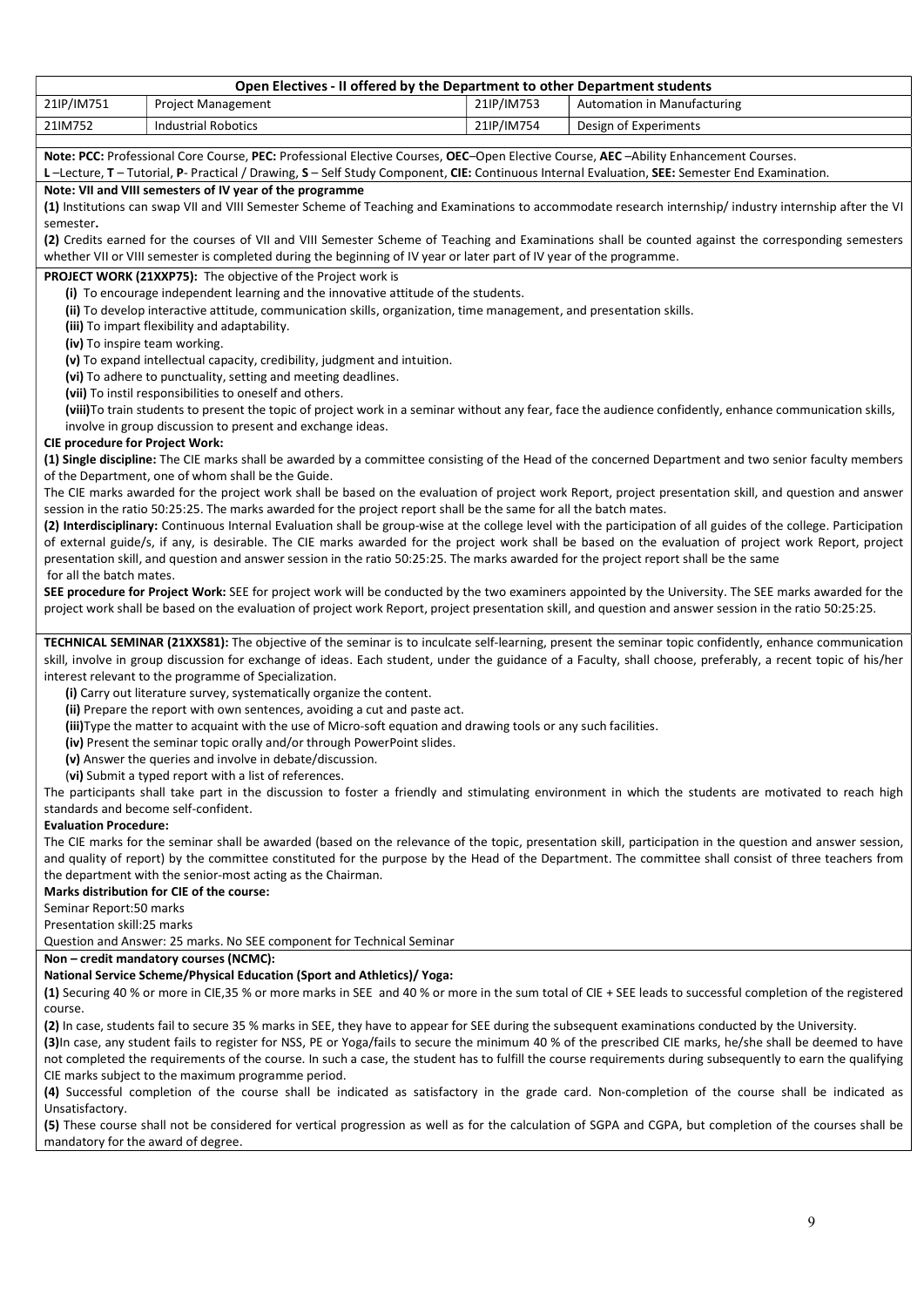| Open Electives - II offered by the Department to other Department students | | | |
|---|---|---|---|
| 21IP/IM751 | Project Management | 21IP/IM753 | Automation in Manufacturing |
| 21IM752 | Industrial Robotics | 21IP/IM754 | Design of Experiments |

**Note: PCC:** Professional Core Course, **PEC:** Professional Elective Courses, **OEC**–Open Elective Course, **AEC** –Ability Enhancement Courses.
**L** –Lecture, **T** – Tutorial, **P**- Practical / Drawing, **S** – Self Study Component, **CIE:** Continuous Internal Evaluation, **SEE:** Semester End Examination.

**Note: VII and VIII semesters of IV year of the programme**

**(1)** Institutions can swap VII and VIII Semester Scheme of Teaching and Examinations to accommodate research internship/ industry internship after the VI semester**.**

**(2)** Credits earned for the courses of VII and VIII Semester Scheme of Teaching and Examinations shall be counted against the corresponding semesters whether VII or VIII semester is completed during the beginning of IV year or later part of IV year of the programme.

**PROJECT WORK (21XXP75):** The objective of the Project work is

**(i)** To encourage independent learning and the innovative attitude of the students.
**(ii)** To develop interactive attitude, communication skills, organization, time management, and presentation skills.
**(iii)** To impart flexibility and adaptability.
**(iv)** To inspire team working.
**(v)** To expand intellectual capacity, credibility, judgment and intuition.
**(vi)** To adhere to punctuality, setting and meeting deadlines.
**(vii)** To instil responsibilities to oneself and others.
**(viii)**To train students to present the topic of project work in a seminar without any fear, face the audience confidently, enhance communication skills, involve in group discussion to present and exchange ideas.

**CIE procedure for Project Work:**

**(1) Single discipline:** The CIE marks shall be awarded by a committee consisting of the Head of the concerned Department and two senior faculty members of the Department, one of whom shall be the Guide.

The CIE marks awarded for the project work shall be based on the evaluation of project work Report, project presentation skill, and question and answer session in the ratio 50:25:25. The marks awarded for the project report shall be the same for all the batch mates.

**(2) Interdisciplinary:** Continuous Internal Evaluation shall be group-wise at the college level with the participation of all guides of the college. Participation of external guide/s, if any, is desirable. The CIE marks awarded for the project work shall be based on the evaluation of project work Report, project presentation skill, and question and answer session in the ratio 50:25:25. The marks awarded for the project report shall be the same for all the batch mates.

**SEE procedure for Project Work:** SEE for project work will be conducted by the two examiners appointed by the University. The SEE marks awarded for the project work shall be based on the evaluation of project work Report, project presentation skill, and question and answer session in the ratio 50:25:25.

**TECHNICAL SEMINAR (21XXS81):** The objective of the seminar is to inculcate self-learning, present the seminar topic confidently, enhance communication skill, involve in group discussion for exchange of ideas. Each student, under the guidance of a Faculty, shall choose, preferably, a recent topic of his/her interest relevant to the programme of Specialization.

**(i)** Carry out literature survey, systematically organize the content.
**(ii)** Prepare the report with own sentences, avoiding a cut and paste act.
**(iii)**Type the matter to acquaint with the use of Micro-soft equation and drawing tools or any such facilities.
**(iv)** Present the seminar topic orally and/or through PowerPoint slides.
**(v)** Answer the queries and involve in debate/discussion.
(**vi)** Submit a typed report with a list of references.

The participants shall take part in the discussion to foster a friendly and stimulating environment in which the students are motivated to reach high standards and become self-confident.

**Evaluation Procedure:**

The CIE marks for the seminar shall be awarded (based on the relevance of the topic, presentation skill, participation in the question and answer session, and quality of report) by the committee constituted for the purpose by the Head of the Department. The committee shall consist of three teachers from the department with the senior-most acting as the Chairman.

**Marks distribution for CIE of the course:**

Seminar Report:50 marks
Presentation skill:25 marks
Question and Answer: 25 marks. No SEE component for Technical Seminar

**Non – credit mandatory courses (NCMC):**

**National Service Scheme/Physical Education (Sport and Athletics)/ Yoga:**

**(1)** Securing 40 % or more in CIE,35 % or more marks in SEE and 40 % or more in the sum total of CIE + SEE leads to successful completion of the registered course.

**(2)** In case, students fail to secure 35 % marks in SEE, they have to appear for SEE during the subsequent examinations conducted by the University.

**(3)**In case, any student fails to register for NSS, PE or Yoga/fails to secure the minimum 40 % of the prescribed CIE marks, he/she shall be deemed to have not completed the requirements of the course. In such a case, the student has to fulfill the course requirements during subsequently to earn the qualifying CIE marks subject to the maximum programme period.

**(4)** Successful completion of the course shall be indicated as satisfactory in the grade card. Non-completion of the course shall be indicated as Unsatisfactory.

**(5)** These course shall not be considered for vertical progression as well as for the calculation of SGPA and CGPA, but completion of the courses shall be mandatory for the award of degree.